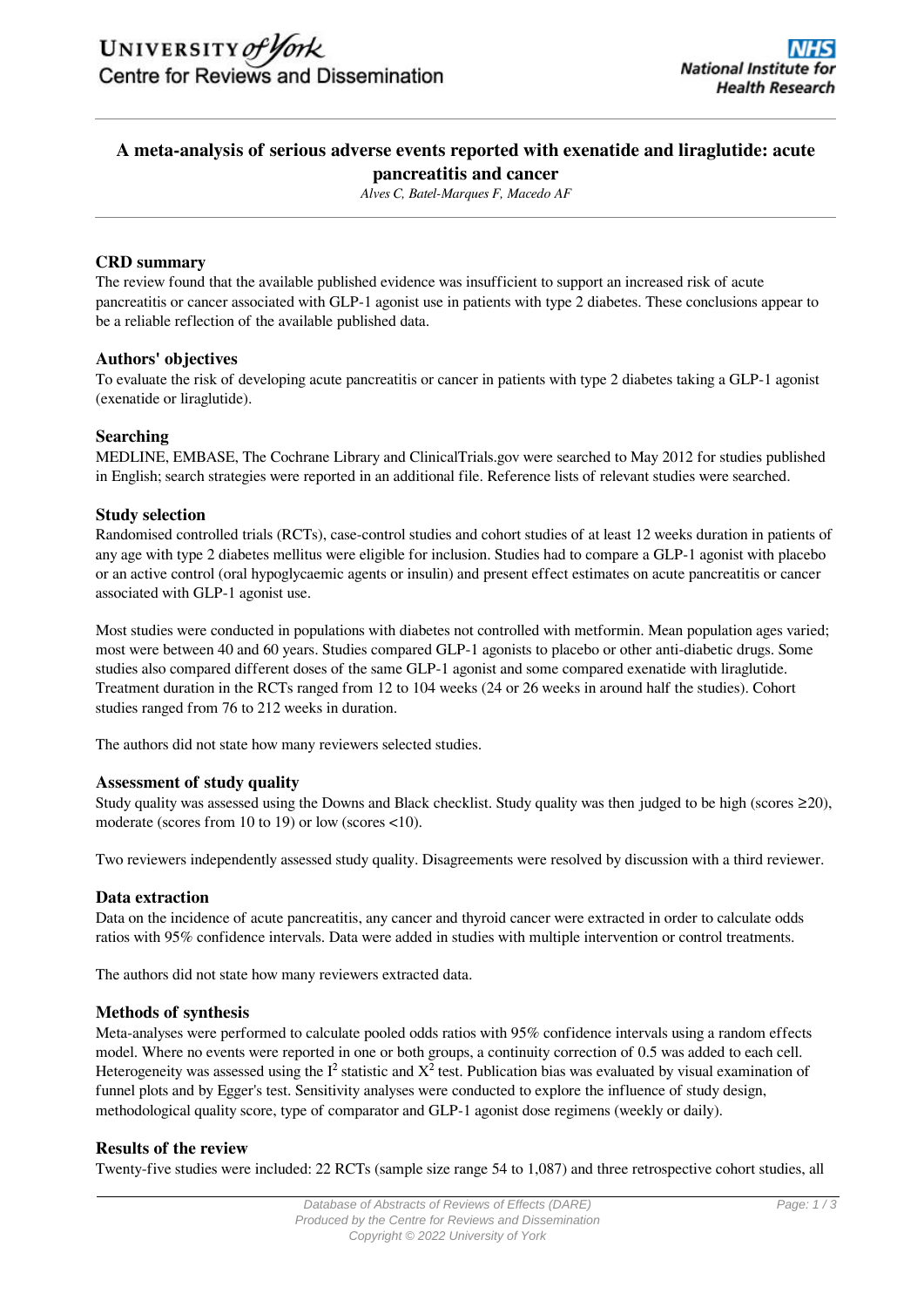# A meta-analysis of serious adverse events reported with exenatide and liraglutide: acute pancreatitis and cancer

*Alves C, Batel-Marques F, Macedo AF*

## CRD summary

The review found that the available published evidence was insufficient to support an increased risk of acute pancreatitis or cancer associated with GLP-1 agonist use in patients with type 2 diabetes. These conclusions appear to be a reliable reflection of the available published data.

## Authors' objectives

To evaluate the risk of developing acute pancreatitis or cancer in patients with type 2 diabetes taking a GLP-1 agonist (exenatide or liraglutide).

## Searching

MEDLINE, EMBASE, The Cochrane Library and ClinicalTrials.gov were searched to May 2012 for studies published in English; search strategies were reported in an additional file. Reference lists of relevant studies were searched.

## Study selection

Randomised controlled trials (RCTs), case-control studies and cohort studies of at least 12 weeks duration in patients of any age with type 2 diabetes mellitus were eligible for inclusion. Studies had to compare a GLP-1 agonist with placebo or an active control (oral hypoglycaemic agents or insulin) and present effect estimates on acute pancreatitis or cancer associated with GLP-1 agonist use.

Most studies were conducted in populations with diabetes not controlled with metformin. Mean population ages varied; most were between 40 and 60 years. Studies compared GLP-1 agonists to placebo or other anti-diabetic drugs. Some studies also compared different doses of the same GLP-1 agonist and some compared exenatide with liraglutide. Treatment duration in the RCTs ranged from 12 to 104 weeks (24 or 26 weeks in around half the studies). Cohort studies ranged from 76 to 212 weeks in duration.

The authors did not state how many reviewers selected studies.

## Assessment of study quality

Study quality was assessed using the Downs and Black checklist. Study quality was then judged to be high (scores ≥20), moderate (scores from 10 to 19) or low (scores <10).

Two reviewers independently assessed study quality. Disagreements were resolved by discussion with a third reviewer.

## Data extraction

Data on the incidence of acute pancreatitis, any cancer and thyroid cancer were extracted in order to calculate odds ratios with 95% confidence intervals. Data were added in studies with multiple intervention or control treatments.

The authors did not state how many reviewers extracted data.

## Methods of synthesis

Meta-analyses were performed to calculate pooled odds ratios with 95% confidence intervals using a random effects model. Where no events were reported in one or both groups, a continuity correction of 0.5 was added to each cell. Heterogeneity was assessed using the $I^2$ statistic and $X^2$ test. Publication bias was evaluated by visual examination of funnel plots and by Egger's test. Sensitivity analyses were conducted to explore the influence of study design, methodological quality score, type of comparator and GLP-1 agonist dose regimens (weekly or daily).

## Results of the review

Twenty-five studies were included: 22 RCTs (sample size range 54 to 1,087) and three retrospective cohort studies, all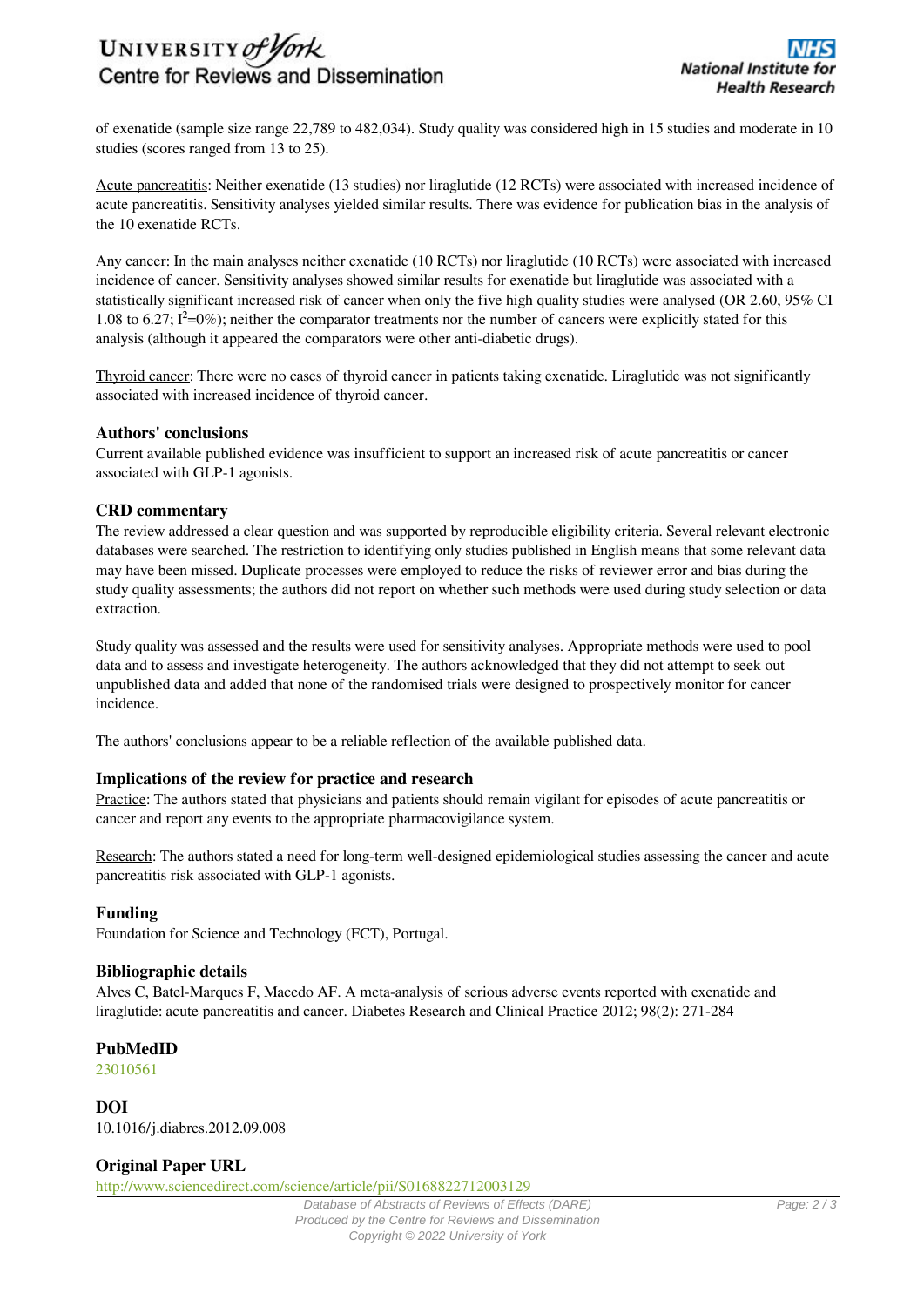of exenatide (sample size range 22,789 to 482,034). Study quality was considered high in 15 studies and moderate in 10 studies (scores ranged from 13 to 25).

Acute pancreatitis: Neither exenatide (13 studies) nor liraglutide (12 RCTs) were associated with increased incidence of acute pancreatitis. Sensitivity analyses yielded similar results. There was evidence for publication bias in the analysis of the 10 exenatide RCTs.

Any cancer: In the main analyses neither exenatide (10 RCTs) nor liraglutide (10 RCTs) were associated with increased incidence of cancer. Sensitivity analyses showed similar results for exenatide but liraglutide was associated with a statistically significant increased risk of cancer when only the five high quality studies were analysed (OR 2.60, 95% CI 1.08 to 6.27; $I^2$=0%); neither the comparator treatments nor the number of cancers were explicitly stated for this analysis (although it appeared the comparators were other anti-diabetic drugs).

Thyroid cancer: There were no cases of thyroid cancer in patients taking exenatide. Liraglutide was not significantly associated with increased incidence of thyroid cancer.

### Authors' conclusions

Current available published evidence was insufficient to support an increased risk of acute pancreatitis or cancer associated with GLP-1 agonists.

### CRD commentary

The review addressed a clear question and was supported by reproducible eligibility criteria. Several relevant electronic databases were searched. The restriction to identifying only studies published in English means that some relevant data may have been missed. Duplicate processes were employed to reduce the risks of reviewer error and bias during the study quality assessments; the authors did not report on whether such methods were used during study selection or data extraction.

Study quality was assessed and the results were used for sensitivity analyses. Appropriate methods were used to pool data and to assess and investigate heterogeneity. The authors acknowledged that they did not attempt to seek out unpublished data and added that none of the randomised trials were designed to prospectively monitor for cancer incidence.

The authors' conclusions appear to be a reliable reflection of the available published data.

### Implications of the review for practice and research

Practice: The authors stated that physicians and patients should remain vigilant for episodes of acute pancreatitis or cancer and report any events to the appropriate pharmacovigilance system.

Research: The authors stated a need for long-term well-designed epidemiological studies assessing the cancer and acute pancreatitis risk associated with GLP-1 agonists.

### Funding

Foundation for Science and Technology (FCT), Portugal.

### Bibliographic details

Alves C, Batel-Marques F, Macedo AF. A meta-analysis of serious adverse events reported with exenatide and liraglutide: acute pancreatitis and cancer. Diabetes Research and Clinical Practice 2012; 98(2): 271-284

### PubMedID

23010561

### DOI

10.1016/j.diabres.2012.09.008

### Original Paper URL

http://www.sciencedirect.com/science/article/pii/S0168822712003129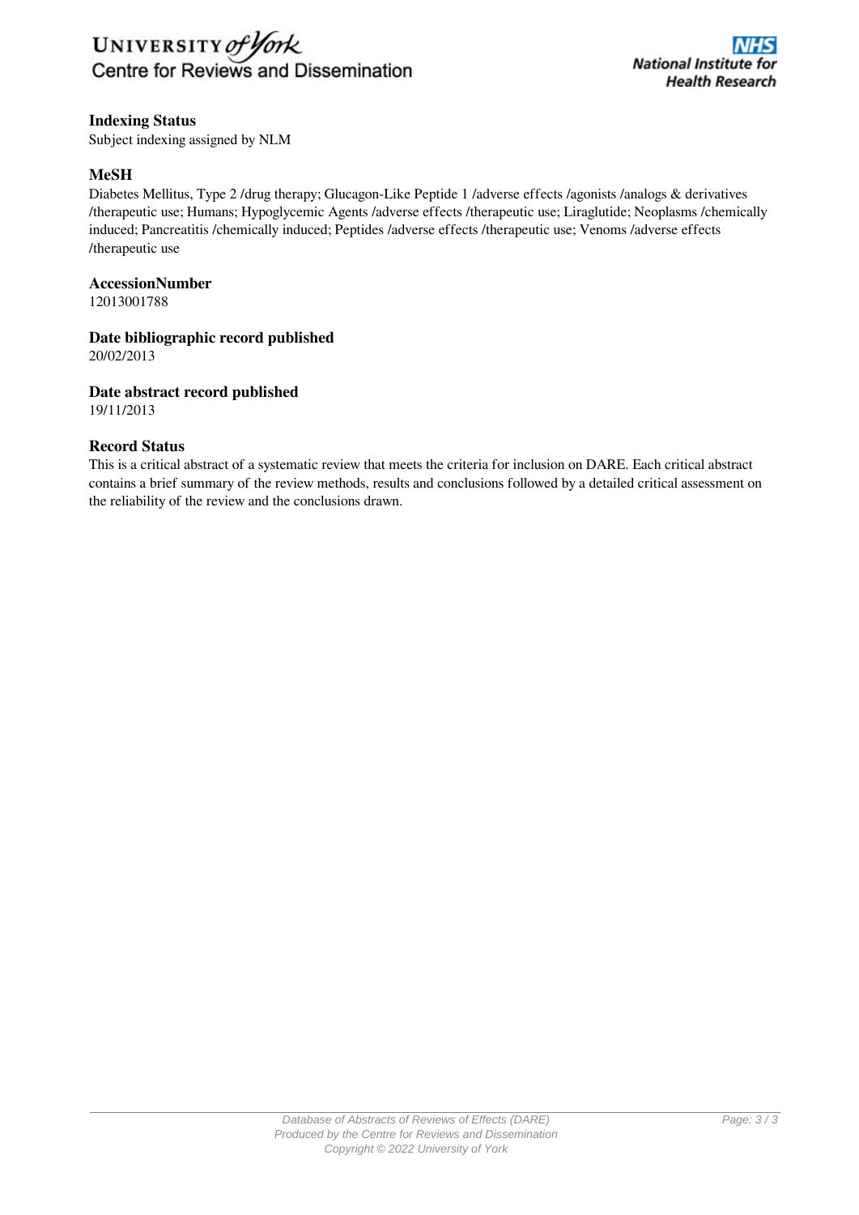**Indexing Status**

Subject indexing assigned by NLM

**MeSH**

Diabetes Mellitus, Type 2 /drug therapy; Glucagon-Like Peptide 1 /adverse effects /agonists /analogs & derivatives /therapeutic use; Humans; Hypoglycemic Agents /adverse effects /therapeutic use; Liraglutide; Neoplasms /chemically induced; Pancreatitis /chemically induced; Peptides /adverse effects /therapeutic use; Venoms /adverse effects /therapeutic use

**AccessionNumber**

12013001788

**Date bibliographic record published**

20/02/2013

**Date abstract record published**

19/11/2013

**Record Status**

This is a critical abstract of a systematic review that meets the criteria for inclusion on DARE. Each critical abstract contains a brief summary of the review methods, results and conclusions followed by a detailed critical assessment on the reliability of the review and the conclusions drawn.